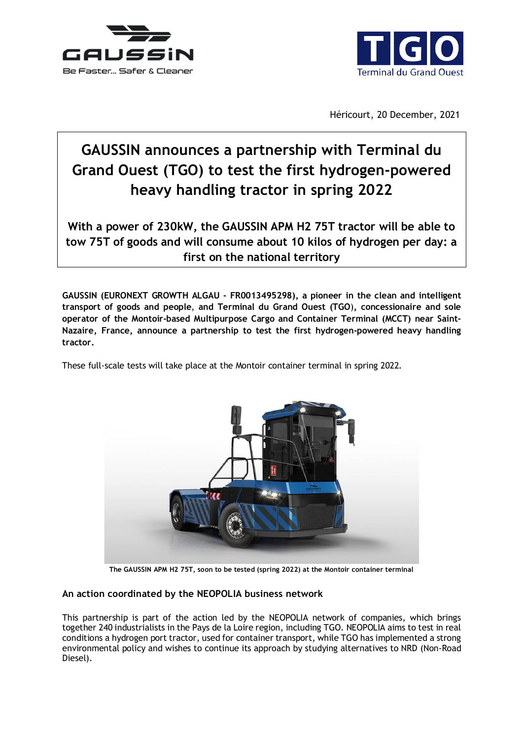Héricourt, 20 December, 2021

# GAUSSIN announces a partnership with Terminal du Grand Ouest (TGO) to test the first hydrogen-powered heavy handling tractor in spring 2022

## With a power of 230kW, the GAUSSIN APM H2 75T tractor will be able to tow 75T of goods and will consume about 10 kilos of hydrogen per day: a first on the national territory

**GAUSSIN (EURONEXT GROWTH ALGAU - FR0013495298), a pioneer in the clean and intelligent transport of goods and people, and Terminal du Grand Ouest (TGO), concessionaire and sole operator of the Montoir-based Multipurpose Cargo and Container Terminal (MCCT) near Saint-Nazaire, France, announce a partnership to test the first hydrogen-powered heavy handling tractor.**

These full-scale tests will take place at the Montoir container terminal in spring 2022.

The GAUSSIN APM H2 75T, soon to be tested (spring 2022) at the Montoir container terminal

### An action coordinated by the NEOPOLIA business network

This partnership is part of the action led by the NEOPOLIA network of companies, which brings together 240 industrialists in the Pays de la Loire region, including TGO. NEOPOLIA aims to test in real conditions a hydrogen port tractor, used for container transport, while TGO has implemented a strong environmental policy and wishes to continue its approach by studying alternatives to NRD (Non-Road Diesel).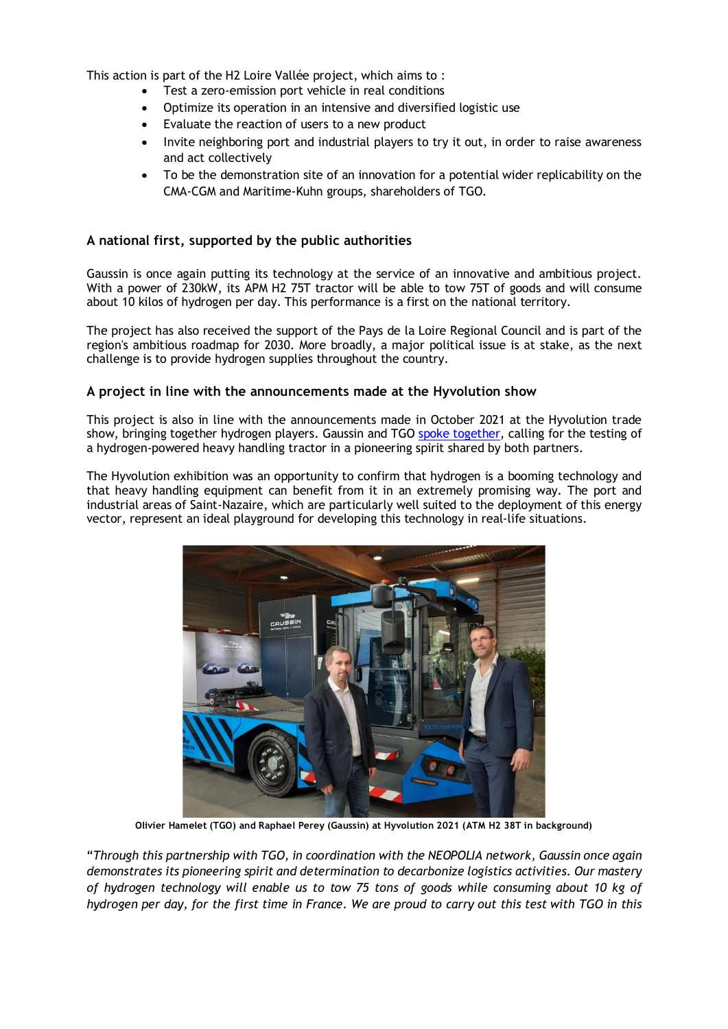This action is part of the H2 Loire Vallée project, which aims to :

- Test a zero-emission port vehicle in real conditions
- Optimize its operation in an intensive and diversified logistic use
- Evaluate the reaction of users to a new product
- Invite neighboring port and industrial players to try it out, in order to raise awareness and act collectively
- To be the demonstration site of an innovation for a potential wider replicability on the CMA-CGM and Maritime-Kuhn groups, shareholders of TGO.

### A national first, supported by the public authorities

Gaussin is once again putting its technology at the service of an innovative and ambitious project. With a power of 230kW, its APM H2 75T tractor will be able to tow 75T of goods and will consume about 10 kilos of hydrogen per day. This performance is a first on the national territory.

The project has also received the support of the Pays de la Loire Regional Council and is part of the region's ambitious roadmap for 2030. More broadly, a major political issue is at stake, as the next challenge is to provide hydrogen supplies throughout the country.

### A project in line with the announcements made at the Hyvolution show

This project is also in line with the announcements made in October 2021 at the Hyvolution trade show, bringing together hydrogen players. Gaussin and TGO spoke together, calling for the testing of a hydrogen-powered heavy handling tractor in a pioneering spirit shared by both partners.

The Hyvolution exhibition was an opportunity to confirm that hydrogen is a booming technology and that heavy handling equipment can benefit from it in an extremely promising way. The port and industrial areas of Saint-Nazaire, which are particularly well suited to the deployment of this energy vector, represent an ideal playground for developing this technology in real-life situations.

**Olivier Hamelet (TGO) and Raphael Perey (Gaussin) at Hyvolution 2021 (ATM H2 38T in background)**

*"Through this partnership with TGO, in coordination with the NEOPOLIA network, Gaussin once again demonstrates its pioneering spirit and determination to decarbonize logistics activities. Our mastery of hydrogen technology will enable us to tow 75 tons of goods while consuming about 10 kg of hydrogen per day, for the first time in France. We are proud to carry out this test with TGO in this*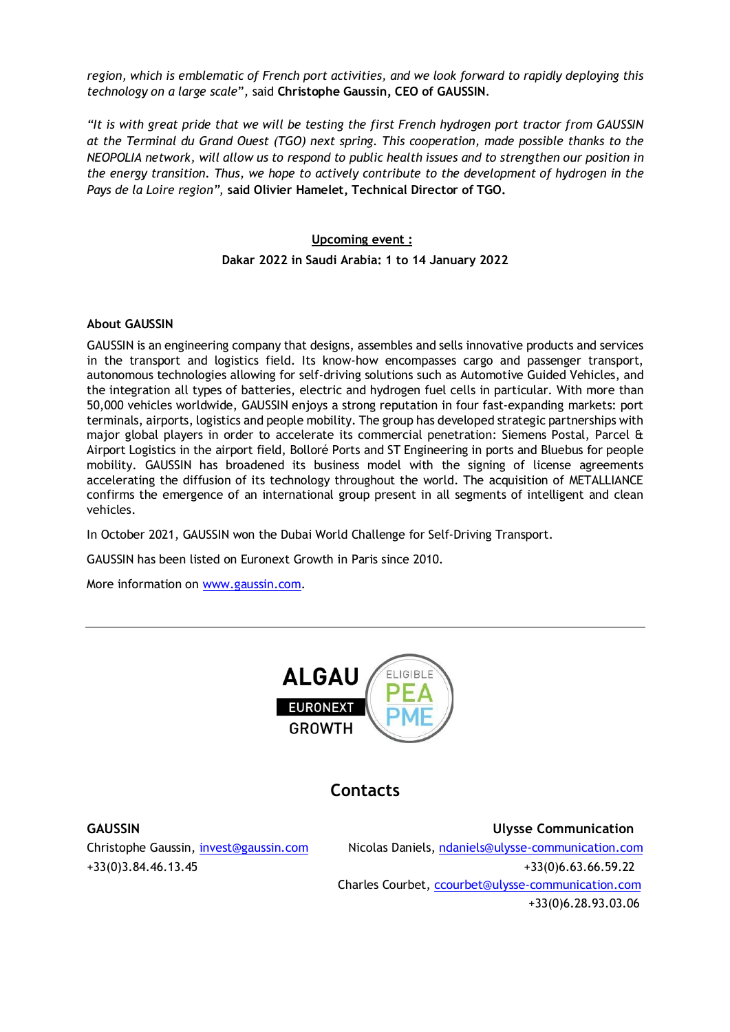*region, which is emblematic of French port activities, and we look forward to rapidly deploying this technology on a large scale"*, said **Christophe Gaussin, CEO of GAUSSIN**.

*"It is with great pride that we will be testing the first French hydrogen port tractor from GAUSSIN at the Terminal du Grand Ouest (TGO) next spring. This cooperation, made possible thanks to the NEOPOLIA network, will allow us to respond to public health issues and to strengthen our position in the energy transition. Thus, we hope to actively contribute to the development of hydrogen in the Pays de la Loire region"*, **said Olivier Hamelet, Technical Director of TGO.**

**Upcoming event :**

**Dakar 2022 in Saudi Arabia: 1 to 14 January 2022**

**About GAUSSIN**

GAUSSIN is an engineering company that designs, assembles and sells innovative products and services in the transport and logistics field. Its know-how encompasses cargo and passenger transport, autonomous technologies allowing for self-driving solutions such as Automotive Guided Vehicles, and the integration all types of batteries, electric and hydrogen fuel cells in particular. With more than 50,000 vehicles worldwide, GAUSSIN enjoys a strong reputation in four fast-expanding markets: port terminals, airports, logistics and people mobility. The group has developed strategic partnerships with major global players in order to accelerate its commercial penetration: Siemens Postal, Parcel & Airport Logistics in the airport field, Bolloré Ports and ST Engineering in ports and Bluebus for people mobility. GAUSSIN has broadened its business model with the signing of license agreements accelerating the diffusion of its technology throughout the world. The acquisition of METALLIANCE confirms the emergence of an international group present in all segments of intelligent and clean vehicles.

In October 2021, GAUSSIN won the Dubai World Challenge for Self-Driving Transport.

GAUSSIN has been listed on Euronext Growth in Paris since 2010.

More information on www.gaussin.com.

---

ALGAU
EURONEXT GROWTH
ELIGIBLE PEA PME

## Contacts

**GAUSSIN**
Christophe Gaussin, invest@gaussin.com
+33(0)3.84.46.13.45

**Ulysse Communication**
Nicolas Daniels, ndaniels@ulysse-communication.com
+33(0)6.63.66.59.22
Charles Courbet, ccourbet@ulysse-communication.com
+33(0)6.28.93.03.06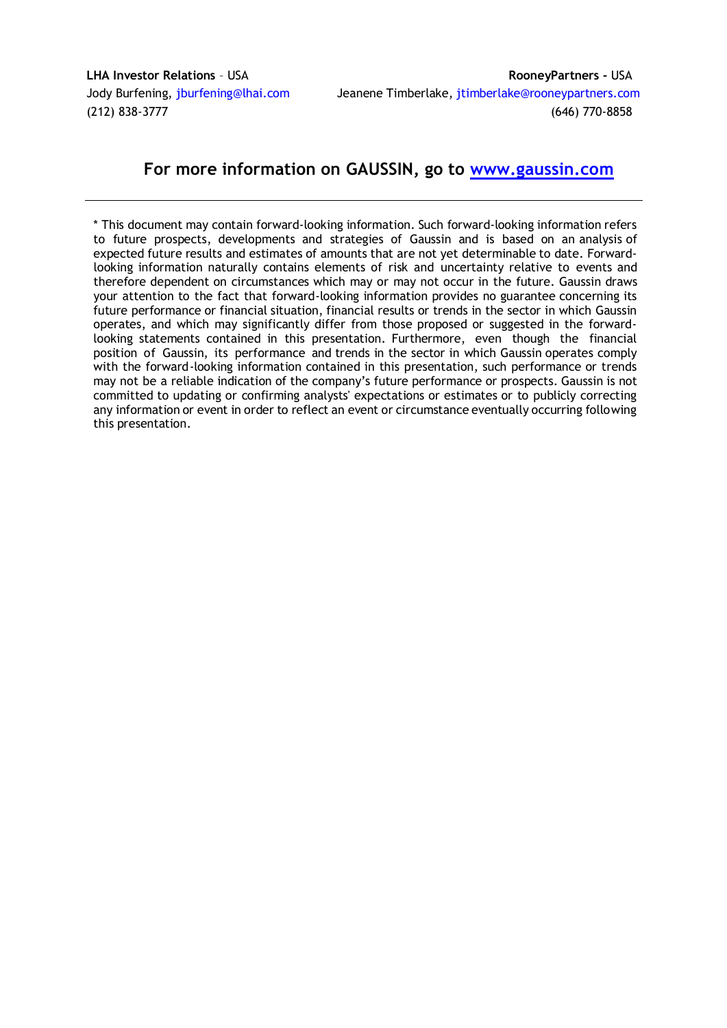**LHA Investor Relations** – USA
Jody Burfening, jburfening@lhai.com
(212) 838-3777

**RooneyPartners -** USA
Jeanene Timberlake, jtimberlake@rooneypartners.com
(646) 770-8858

## For more information on GAUSSIN, go to [www.gaussin.com](http://www.gaussin.com)

---

* This document may contain forward-looking information. Such forward-looking information refers to future prospects, developments and strategies of Gaussin and is based on an analysis of expected future results and estimates of amounts that are not yet determinable to date. Forward-looking information naturally contains elements of risk and uncertainty relative to events and therefore dependent on circumstances which may or may not occur in the future. Gaussin draws your attention to the fact that forward-looking information provides no guarantee concerning its future performance or financial situation, financial results or trends in the sector in which Gaussin operates, and which may significantly differ from those proposed or suggested in the forward-looking statements contained in this presentation. Furthermore, even though the financial position of Gaussin, its performance and trends in the sector in which Gaussin operates comply with the forward-looking information contained in this presentation, such performance or trends may not be a reliable indication of the company's future performance or prospects. Gaussin is not committed to updating or confirming analysts' expectations or estimates or to publicly correcting any information or event in order to reflect an event or circumstance eventually occurring following this presentation.